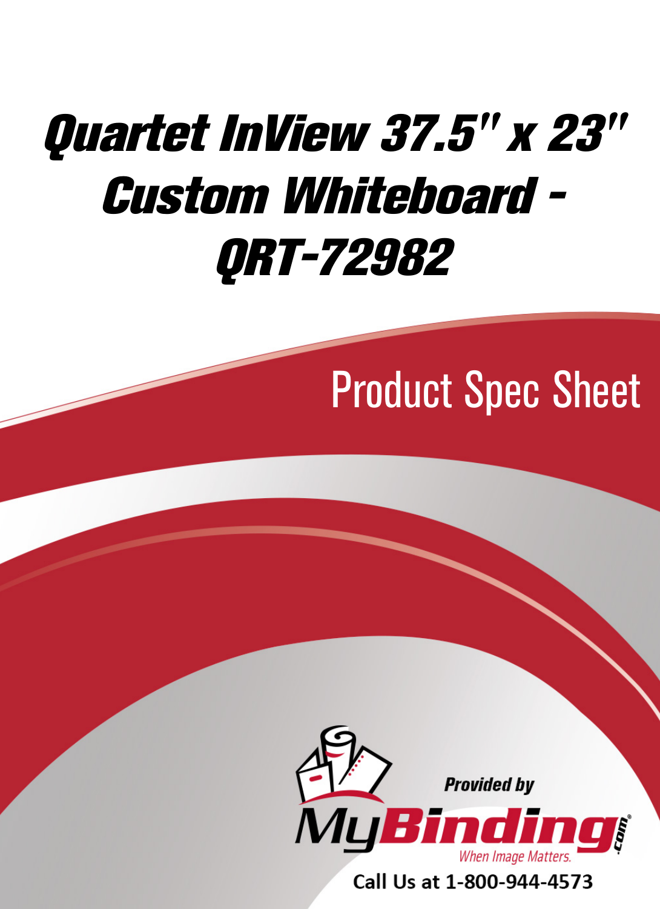# Quartet InView 37.5" x 23" Custom Whiteboard - QRT-72982

## Product Spec Sheet

Provided by

MyBinding.com

When Image Matters.

Call Us at 1-800-944-4573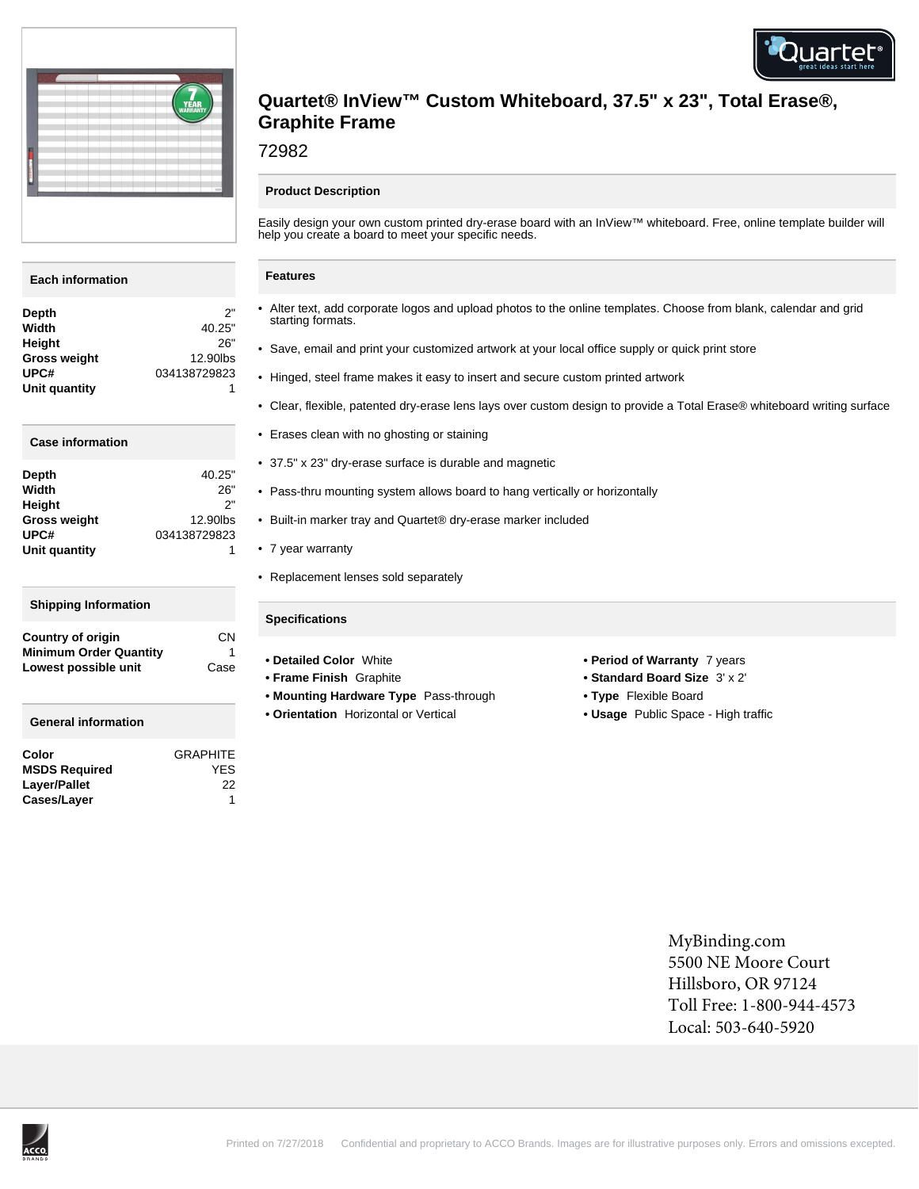# Quartet® InView™ Custom Whiteboard, 37.5" x 23", Total Erase®, Graphite Frame

72982

## Product Description

Easily design your own custom printed dry-erase board with an InView™ whiteboard. Free, online template builder will help you create a board to meet your specific needs.

## Features

- Alter text, add corporate logos and upload photos to the online templates. Choose from blank, calendar and grid starting formats.
- Save, email and print your customized artwork at your local office supply or quick print store
- Hinged, steel frame makes it easy to insert and secure custom printed artwork
- Clear, flexible, patented dry-erase lens lays over custom design to provide a Total Erase® whiteboard writing surface
- Erases clean with no ghosting or staining
- 37.5" x 23" dry-erase surface is durable and magnetic
- Pass-thru mounting system allows board to hang vertically or horizontally
- Built-in marker tray and Quartet® dry-erase marker included
- 7 year warranty
- Replacement lenses sold separately

## Specifications

- **Detailed Color** White
- **Frame Finish** Graphite
- **Mounting Hardware Type** Pass-through
- **Orientation** Horizontal or Vertical
- **Period of Warranty** 7 years
- **Standard Board Size** 3' x 2'
- **Type** Flexible Board
- **Usage** Public Space - High traffic

## Each information

| | |
|---|---|
| **Depth** | 2" |
| **Width** | 40.25" |
| **Height** | 26" |
| **Gross weight** | 12.90lbs |
| **UPC#** | 034138729823 |
| **Unit quantity** | 1 |

## Case information

| | |
|---|---|
| **Depth** | 40.25" |
| **Width** | 26" |
| **Height** | 2" |
| **Gross weight** | 12.90lbs |
| **UPC#** | 034138729823 |
| **Unit quantity** | 1 |

## Shipping Information

| | |
|---|---|
| **Country of origin** | CN |
| **Minimum Order Quantity** | 1 |
| **Lowest possible unit** | Case |

## General information

| | |
|---|---|
| **Color** | GRAPHITE |
| **MSDS Required** | YES |
| **Layer/Pallet** | 22 |
| **Cases/Layer** | 1 |

MyBinding.com
5500 NE Moore Court
Hillsboro, OR 97124
Toll Free: 1-800-944-4573
Local: 503-640-5920

Printed on 7/27/2018 Confidential and proprietary to ACCO Brands. Images are for illustrative purposes only. Errors and omissions excepted.